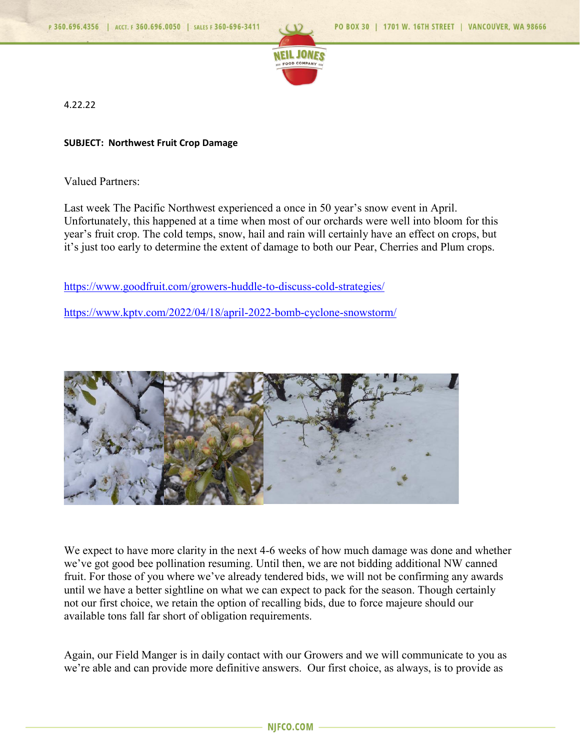4.22.22

**SUBJECT: Northwest Fruit Crop Damage**

Valued Partners:

Last week The Pacific Northwest experienced a once in 50 year's snow event in April. Unfortunately, this happened at a time when most of our orchards were well into bloom for this year's fruit crop. The cold temps, snow, hail and rain will certainly have an effect on crops, but it's just too early to determine the extent of damage to both our Pear, Cherries and Plum crops.

https://www.goodfruit.com/growers-huddle-to-discuss-cold-strategies/

https://www.kptv.com/2022/04/18/april-2022-bomb-cyclone-snowstorm/

We expect to have more clarity in the next 4-6 weeks of how much damage was done and whether we've got good bee pollination resuming. Until then, we are not bidding additional NW canned fruit. For those of you where we've already tendered bids, we will not be confirming any awards until we have a better sightline on what we can expect to pack for the season. Though certainly not our first choice, we retain the option of recalling bids, due to force majeure should our available tons fall far short of obligation requirements.

Again, our Field Manger is in daily contact with our Growers and we will communicate to you as we're able and can provide more definitive answers. Our first choice, as always, is to provide as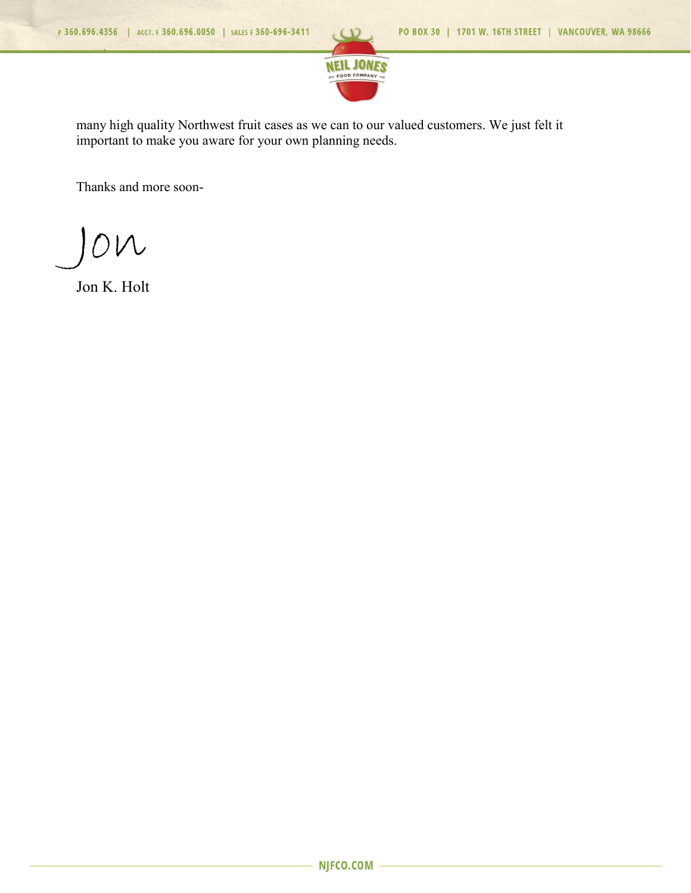many high quality Northwest fruit cases as we can to our valued customers. We just felt it important to make you aware for your own planning needs.

Thanks and more soon-

Jon

Jon K. Holt